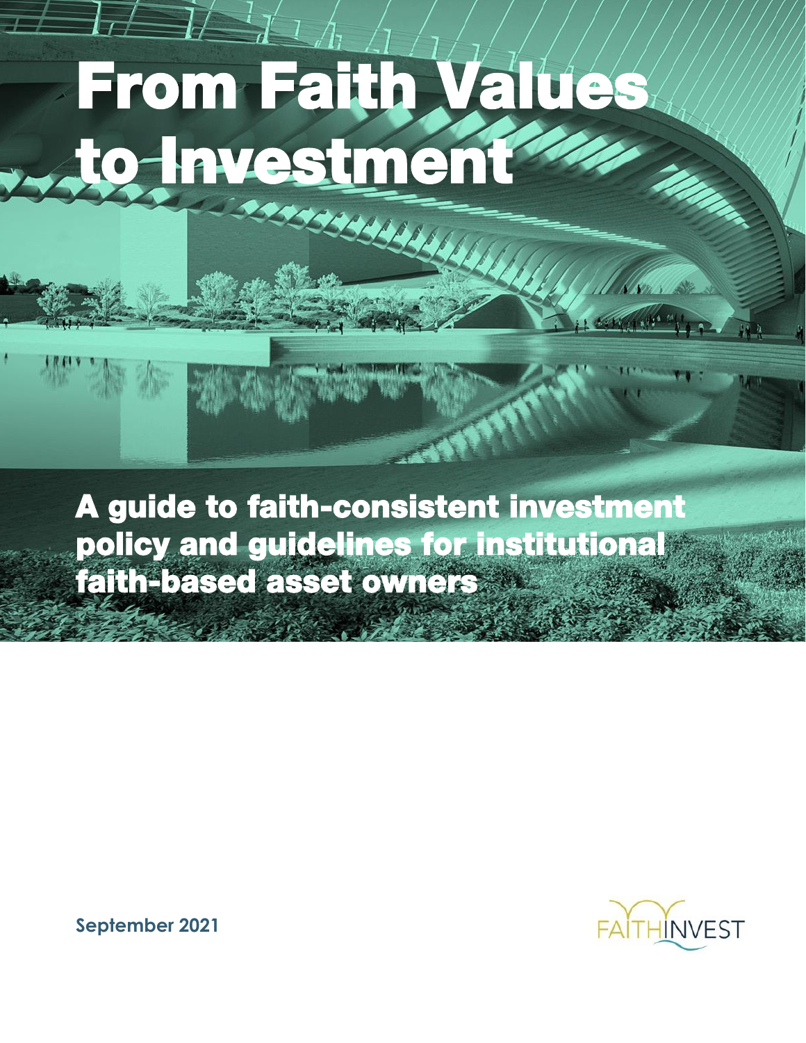# From Faith Values to Investment

## A guide to faith-consistent investment policy and guidelines for institutional faith-based asset owners

**September 2021**

FAITHINVEST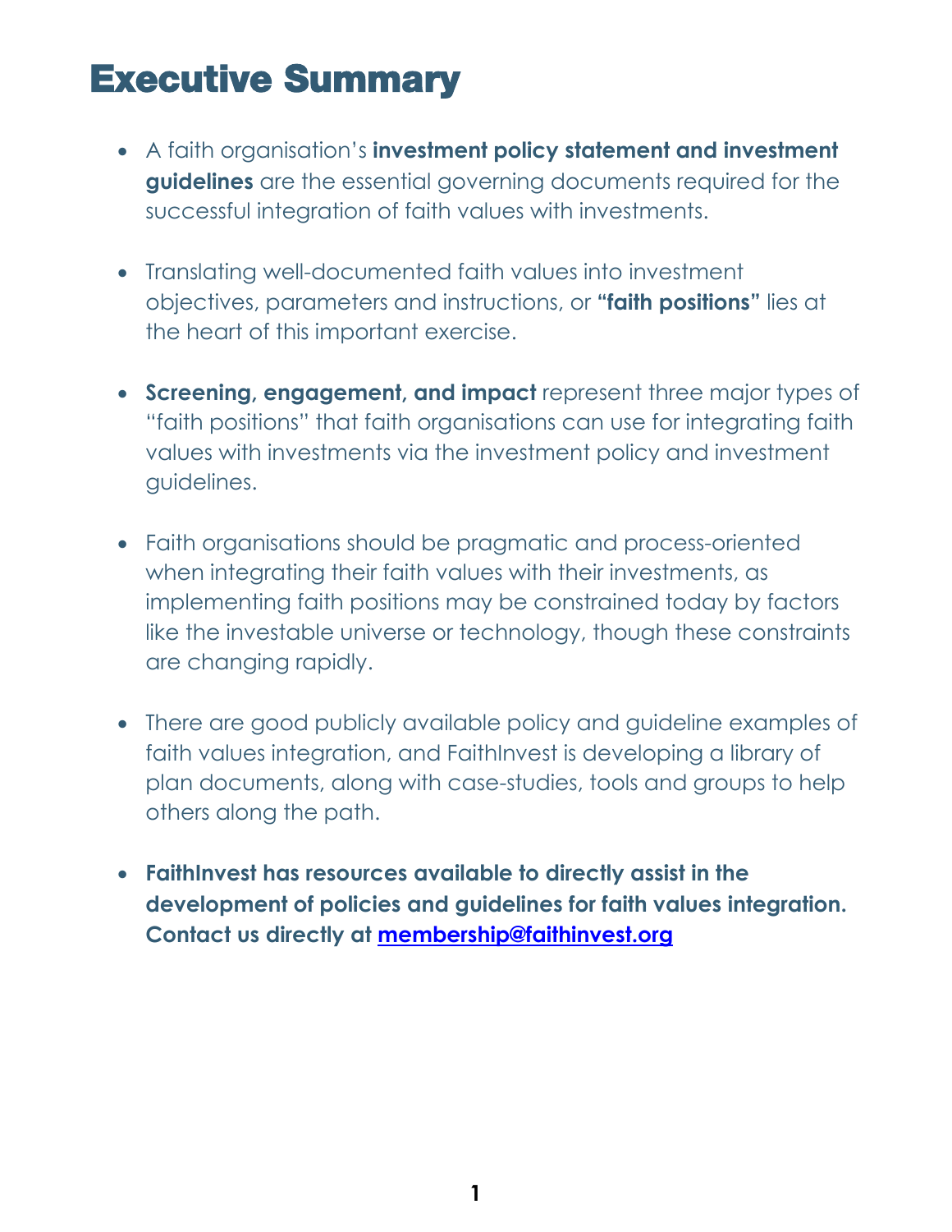# Executive Summary

- A faith organisation's **investment policy statement and investment guidelines** are the essential governing documents required for the successful integration of faith values with investments.

- Translating well-documented faith values into investment objectives, parameters and instructions, or **"faith positions"** lies at the heart of this important exercise.

- **Screening, engagement, and impact** represent three major types of "faith positions" that faith organisations can use for integrating faith values with investments via the investment policy and investment guidelines.

- Faith organisations should be pragmatic and process-oriented when integrating their faith values with their investments, as implementing faith positions may be constrained today by factors like the investable universe or technology, though these constraints are changing rapidly.

- There are good publicly available policy and guideline examples of faith values integration, and FaithInvest is developing a library of plan documents, along with case-studies, tools and groups to help others along the path.

- **FaithInvest has resources available to directly assist in the development of policies and guidelines for faith values integration. Contact us directly at [membership@faithinvest.org](mailto:membership@faithinvest.org)**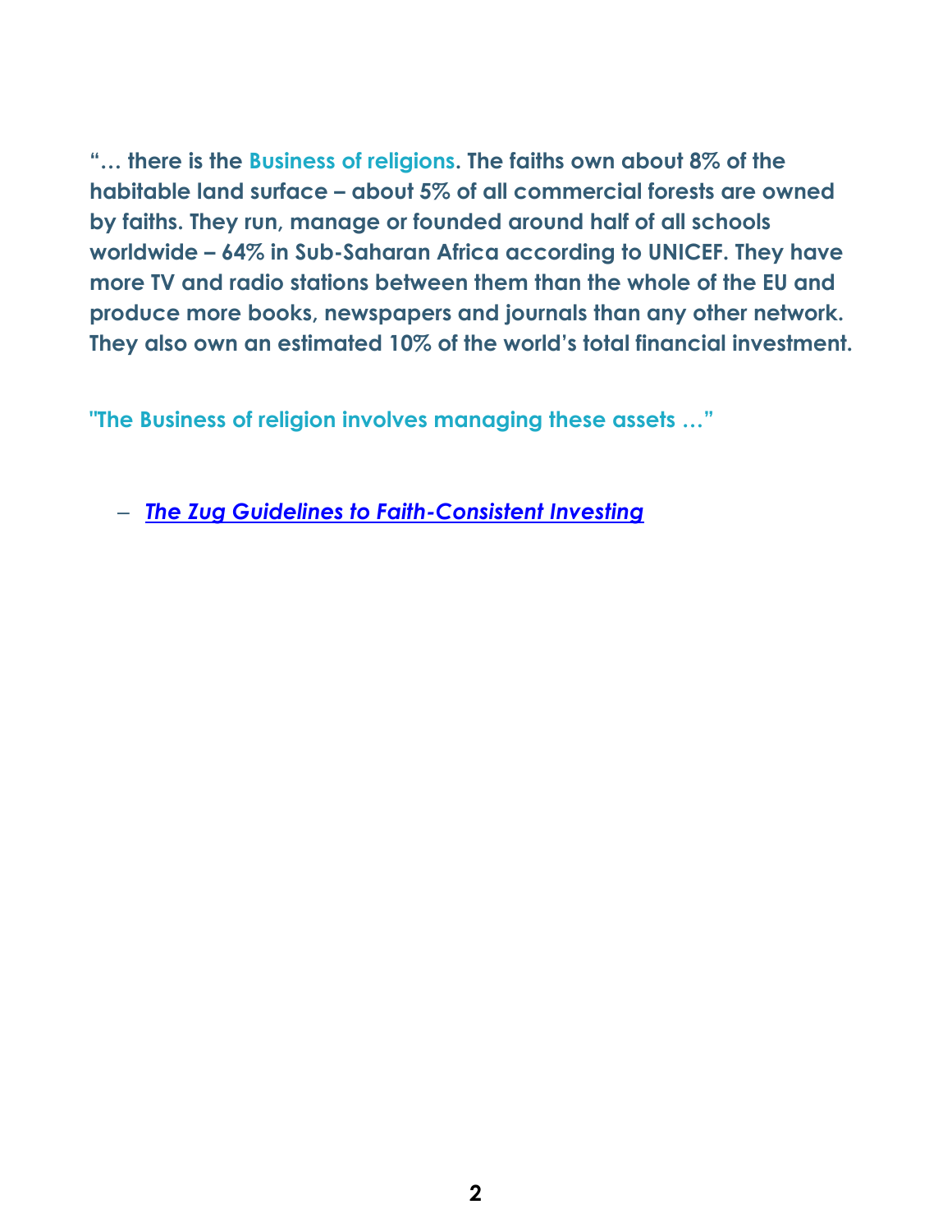**"… there is the Business of religions. The faiths own about 8% of the habitable land surface – about 5% of all commercial forests are owned by faiths. They run, manage or founded around half of all schools worldwide – 64% in Sub-Saharan Africa according to UNICEF. They have more TV and radio stations between them than the whole of the EU and produce more books, newspapers and journals than any other network. They also own an estimated 10% of the world's total financial investment.**

**"The Business of religion involves managing these assets …"**

– ***The Zug Guidelines to Faith-Consistent Investing***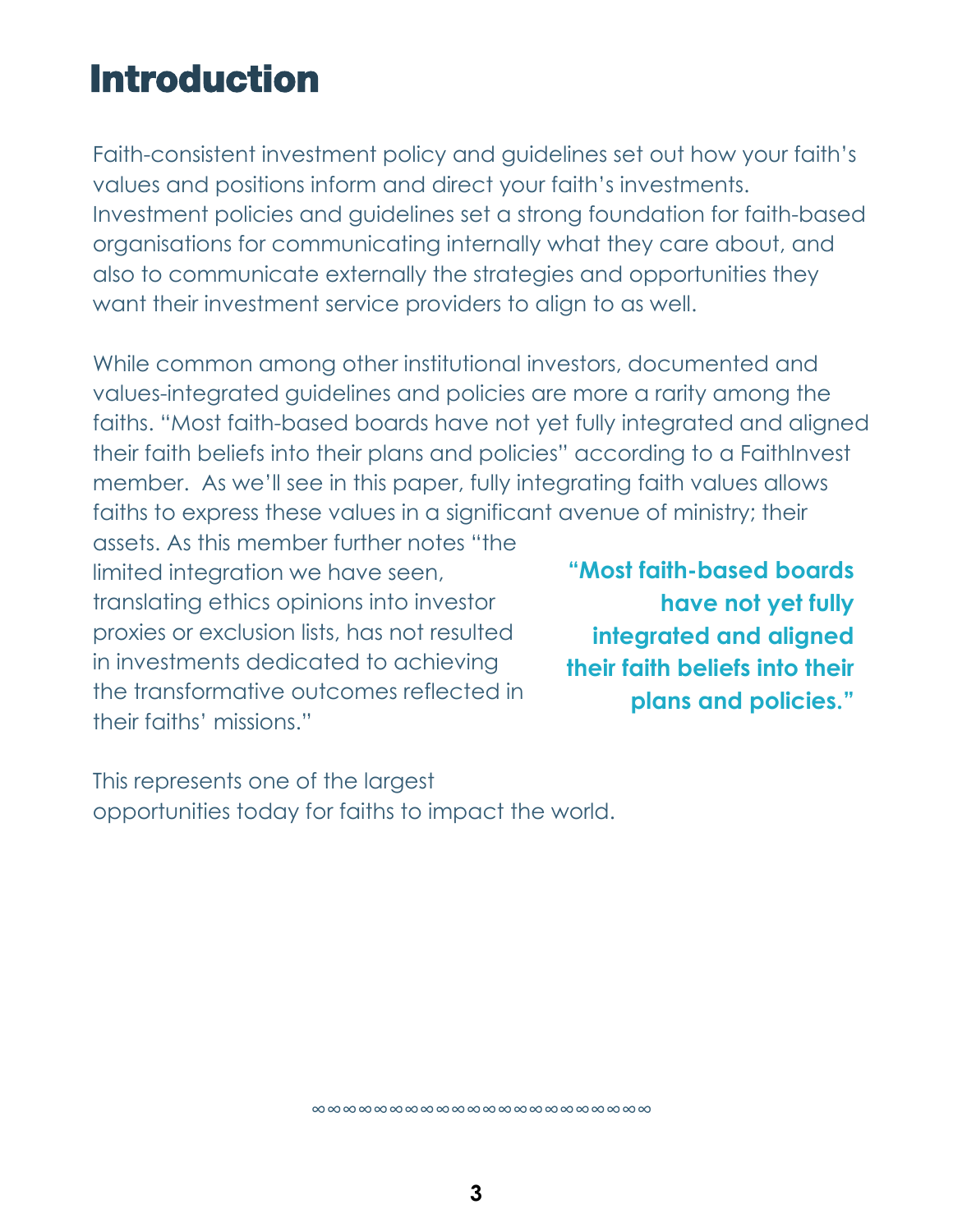# Introduction

Faith-consistent investment policy and guidelines set out how your faith's values and positions inform and direct your faith's investments. Investment policies and guidelines set a strong foundation for faith-based organisations for communicating internally what they care about, and also to communicate externally the strategies and opportunities they want their investment service providers to align to as well.

While common among other institutional investors, documented and values-integrated guidelines and policies are more a rarity among the faiths. "Most faith-based boards have not yet fully integrated and aligned their faith beliefs into their plans and policies" according to a FaithInvest member. As we'll see in this paper, fully integrating faith values allows faiths to express these values in a significant avenue of ministry; their assets. As this member further notes "the limited integration we have seen, translating ethics opinions into investor proxies or exclusion lists, has not resulted in investments dedicated to achieving the transformative outcomes reflected in their faiths' missions."

> **"Most faith-based boards have not yet fully integrated and aligned their faith beliefs into their plans and policies."**

This represents one of the largest opportunities today for faiths to impact the world.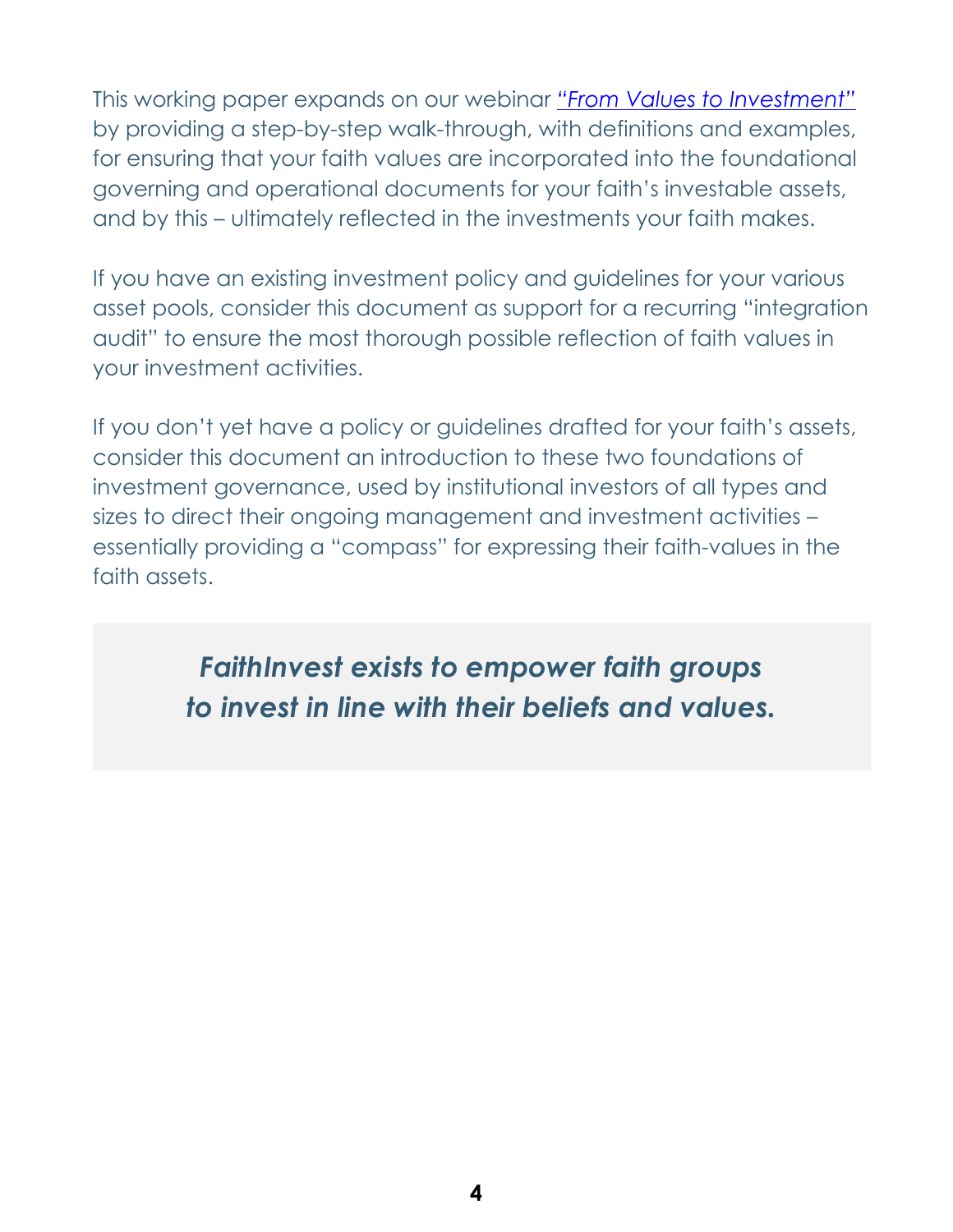This working paper expands on our webinar [*"From Values to Investment"*]() by providing a step-by-step walk-through, with definitions and examples, for ensuring that your faith values are incorporated into the foundational governing and operational documents for your faith's investable assets, and by this – ultimately reflected in the investments your faith makes.

If you have an existing investment policy and guidelines for your various asset pools, consider this document as support for a recurring "integration audit" to ensure the most thorough possible reflection of faith values in your investment activities.

If you don't yet have a policy or guidelines drafted for your faith's assets, consider this document an introduction to these two foundations of investment governance, used by institutional investors of all types and sizes to direct their ongoing management and investment activities – essentially providing a "compass" for expressing their faith-values in the faith assets.

> ***FaithInvest exists to empower faith groups to invest in line with their beliefs and values.***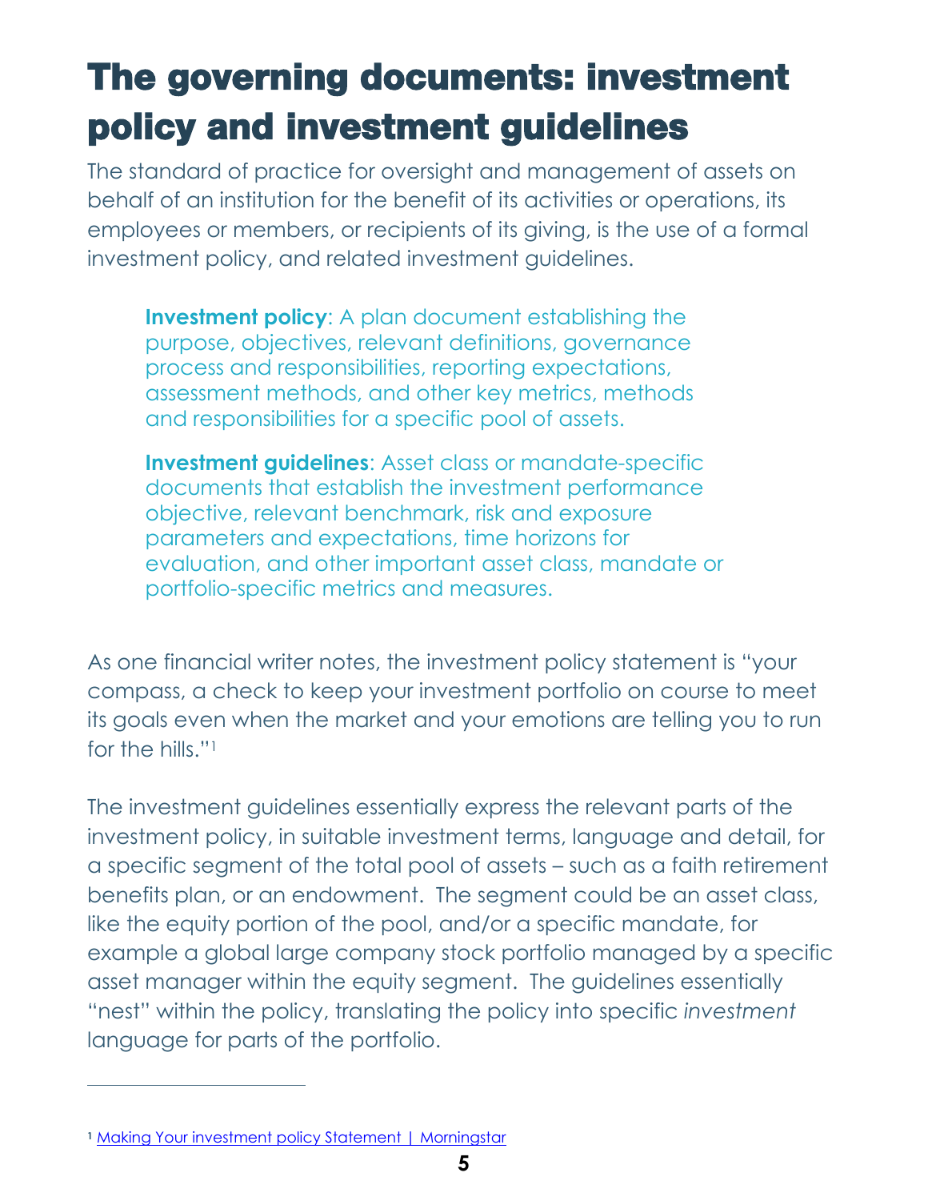# The governing documents: investment policy and investment guidelines

The standard of practice for oversight and management of assets on behalf of an institution for the benefit of its activities or operations, its employees or members, or recipients of its giving, is the use of a formal investment policy, and related investment guidelines.

> **Investment policy**: A plan document establishing the purpose, objectives, relevant definitions, governance process and responsibilities, reporting expectations, assessment methods, and other key metrics, methods and responsibilities for a specific pool of assets.
>
> **Investment guidelines**: Asset class or mandate-specific documents that establish the investment performance objective, relevant benchmark, risk and exposure parameters and expectations, time horizons for evaluation, and other important asset class, mandate or portfolio-specific metrics and measures.

As one financial writer notes, the investment policy statement is "your compass, a check to keep your investment portfolio on course to meet its goals even when the market and your emotions are telling you to run for the hills."[1]

The investment guidelines essentially express the relevant parts of the investment policy, in suitable investment terms, language and detail, for a specific segment of the total pool of assets – such as a faith retirement benefits plan, or an endowment. The segment could be an asset class, like the equity portion of the pool, and/or a specific mandate, for example a global large company stock portfolio managed by a specific asset manager within the equity segment. The guidelines essentially "nest" within the policy, translating the policy into specific *investment* language for parts of the portfolio.

---

[1] Making Your investment policy Statement | Morningstar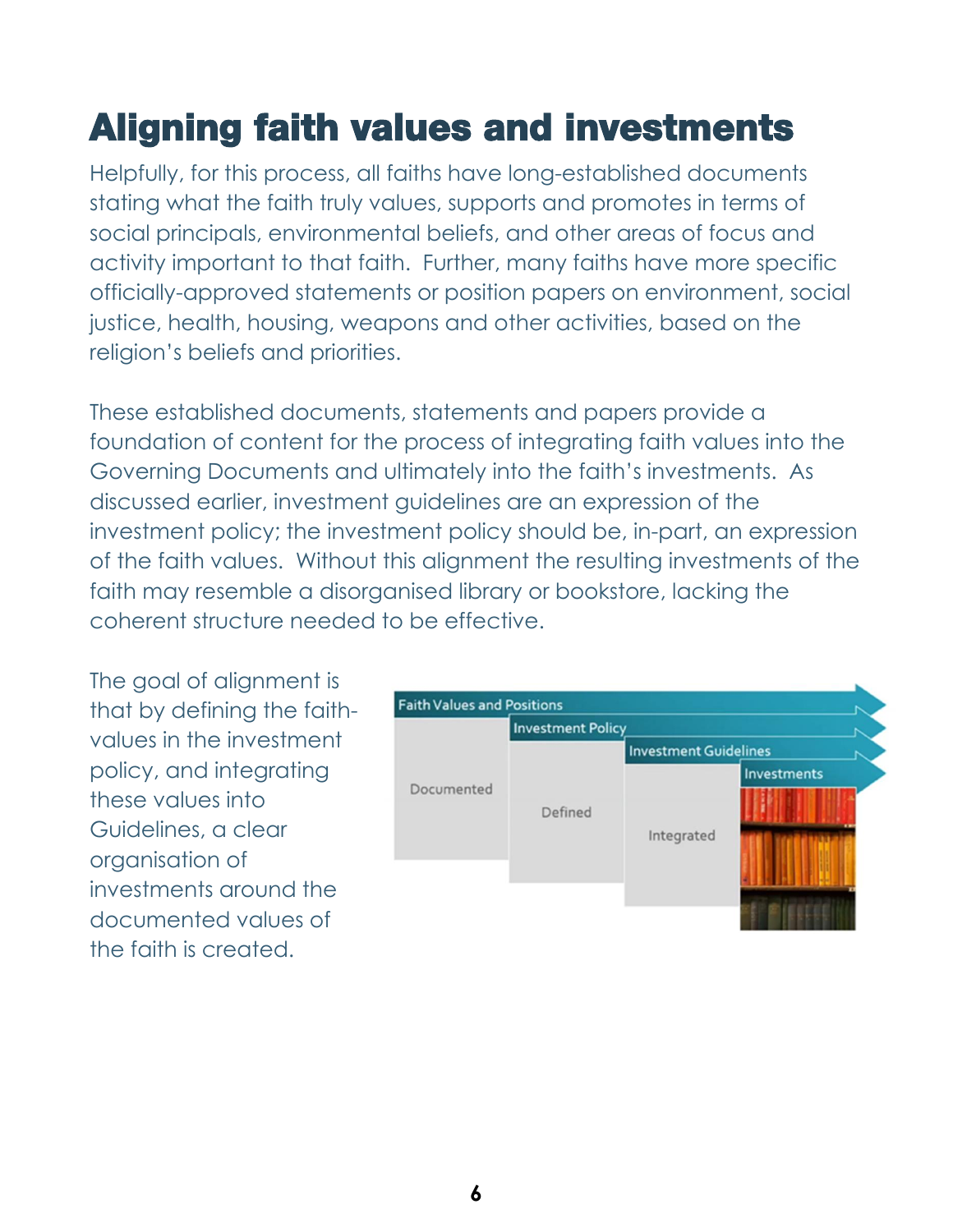# Aligning faith values and investments

Helpfully, for this process, all faiths have long-established documents stating what the faith truly values, supports and promotes in terms of social principals, environmental beliefs, and other areas of focus and activity important to that faith. Further, many faiths have more specific officially-approved statements or position papers on environment, social justice, health, housing, weapons and other activities, based on the religion's beliefs and priorities.

These established documents, statements and papers provide a foundation of content for the process of integrating faith values into the Governing Documents and ultimately into the faith's investments. As discussed earlier, investment guidelines are an expression of the investment policy; the investment policy should be, in-part, an expression of the faith values. Without this alignment the resulting investments of the faith may resemble a disorganised library or bookstore, lacking the coherent structure needed to be effective.

The goal of alignment is that by defining the faith-values in the investment policy, and integrating these values into Guidelines, a clear organisation of investments around the documented values of the faith is created.

Faith Values and Positions

Investment Policy

Investment Guidelines

Investments

Documented

Defined

Integrated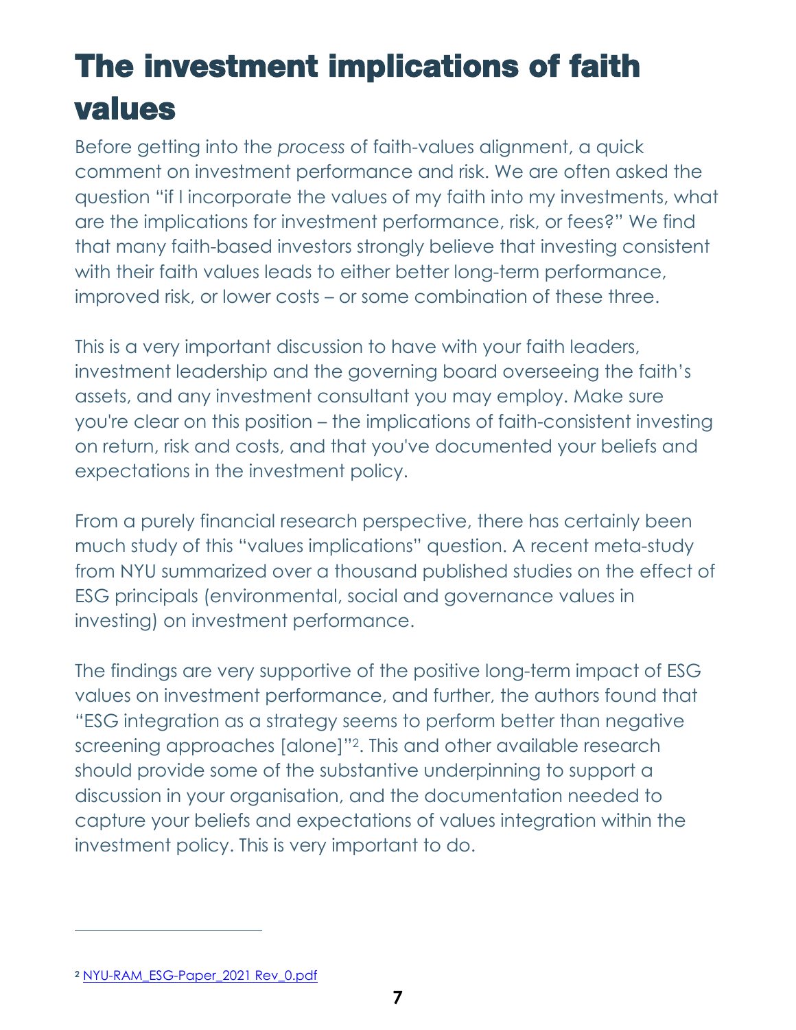# The investment implications of faith values

Before getting into the *process* of faith-values alignment, a quick comment on investment performance and risk. We are often asked the question "if I incorporate the values of my faith into my investments, what are the implications for investment performance, risk, or fees?" We find that many faith-based investors strongly believe that investing consistent with their faith values leads to either better long-term performance, improved risk, or lower costs – or some combination of these three.

This is a very important discussion to have with your faith leaders, investment leadership and the governing board overseeing the faith's assets, and any investment consultant you may employ. Make sure you're clear on this position – the implications of faith-consistent investing on return, risk and costs, and that you've documented your beliefs and expectations in the investment policy.

From a purely financial research perspective, there has certainly been much study of this "values implications" question. A recent meta-study from NYU summarized over a thousand published studies on the effect of ESG principals (environmental, social and governance values in investing) on investment performance.

The findings are very supportive of the positive long-term impact of ESG values on investment performance, and further, the authors found that "ESG integration as a strategy seems to perform better than negative screening approaches [alone]"[2]. This and other available research should provide some of the substantive underpinning to support a discussion in your organisation, and the documentation needed to capture your beliefs and expectations of values integration within the investment policy. This is very important to do.

---

[2] NYU-RAM_ESG-Paper_2021 Rev_0.pdf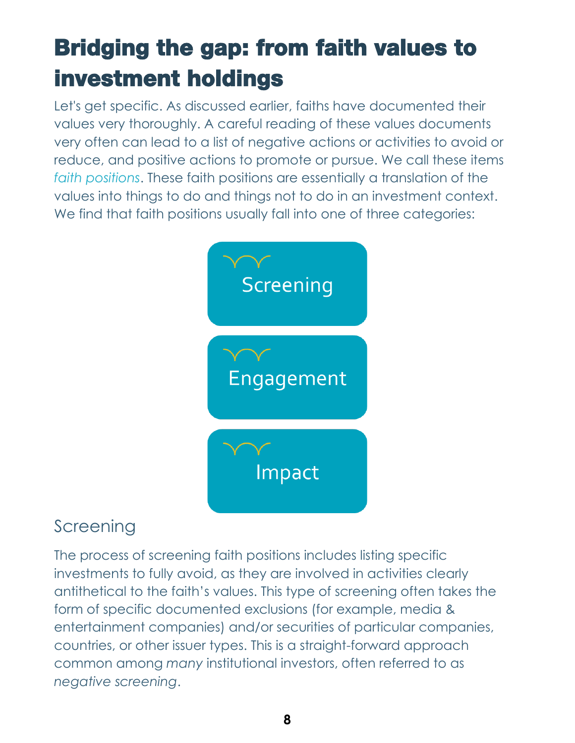# Bridging the gap: from faith values to investment holdings

Let's get specific. As discussed earlier, faiths have documented their values very thoroughly. A careful reading of these values documents very often can lead to a list of negative actions or activities to avoid or reduce, and positive actions to promote or pursue. We call these items *faith positions*. These faith positions are essentially a translation of the values into things to do and things not to do in an investment context. We find that faith positions usually fall into one of three categories:

- Screening
- Engagement
- Impact

## Screening

The process of screening faith positions includes listing specific investments to fully avoid, as they are involved in activities clearly antithetical to the faith's values. This type of screening often takes the form of specific documented exclusions (for example, media & entertainment companies) and/or securities of particular companies, countries, or other issuer types. This is a straight-forward approach common among *many* institutional investors, often referred to as *negative screening*.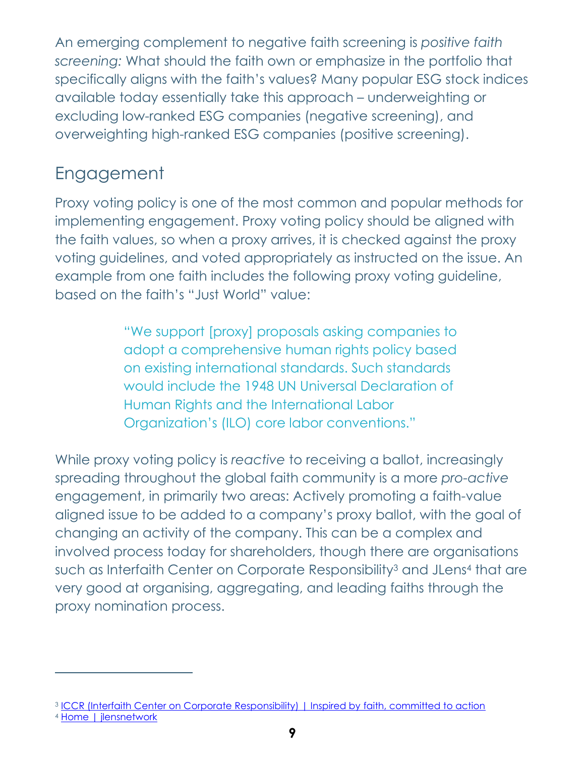An emerging complement to negative faith screening is *positive faith screening:* What should the faith own or emphasize in the portfolio that specifically aligns with the faith's values? Many popular ESG stock indices available today essentially take this approach – underweighting or excluding low-ranked ESG companies (negative screening), and overweighting high-ranked ESG companies (positive screening).

## Engagement

Proxy voting policy is one of the most common and popular methods for implementing engagement. Proxy voting policy should be aligned with the faith values, so when a proxy arrives, it is checked against the proxy voting guidelines, and voted appropriately as instructed on the issue. An example from one faith includes the following proxy voting guideline, based on the faith's "Just World" value:

> "We support [proxy] proposals asking companies to adopt a comprehensive human rights policy based on existing international standards. Such standards would include the 1948 UN Universal Declaration of Human Rights and the International Labor Organization's (ILO) core labor conventions."

While proxy voting policy is *reactive* to receiving a ballot, increasingly spreading throughout the global faith community is a more *pro-active* engagement, in primarily two areas: Actively promoting a faith-value aligned issue to be added to a company's proxy ballot, with the goal of changing an activity of the company. This can be a complex and involved process today for shareholders, though there are organisations such as Interfaith Center on Corporate Responsibility[3] and JLens[4] that are very good at organising, aggregating, and leading faiths through the proxy nomination process.

---

[3] ICCR (Interfaith Center on Corporate Responsibility) | Inspired by faith, committed to action

[4] Home | jlensnetwork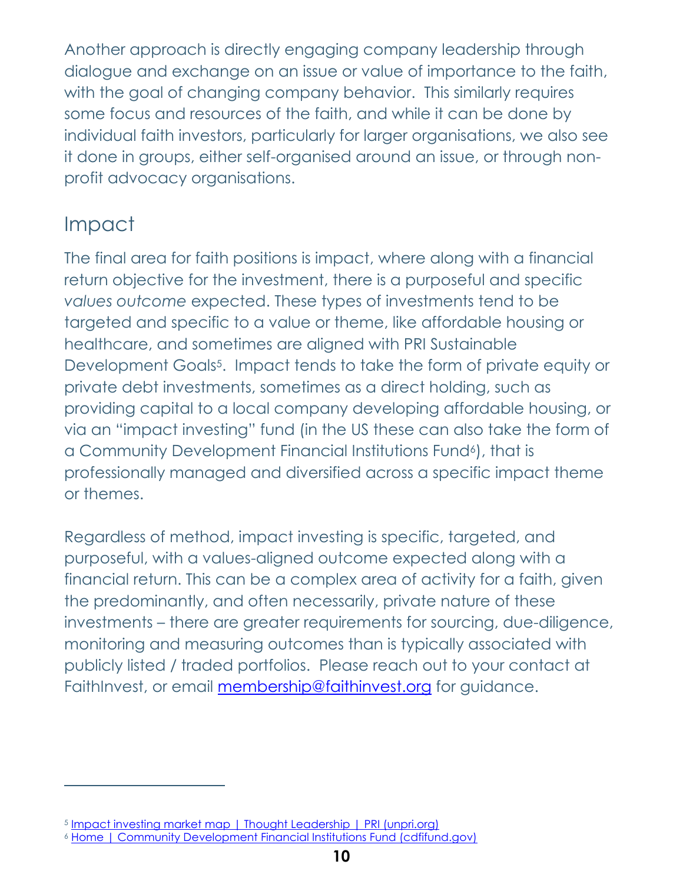Another approach is directly engaging company leadership through dialogue and exchange on an issue or value of importance to the faith, with the goal of changing company behavior. This similarly requires some focus and resources of the faith, and while it can be done by individual faith investors, particularly for larger organisations, we also see it done in groups, either self-organised around an issue, or through non-profit advocacy organisations.

## Impact

The final area for faith positions is impact, where along with a financial return objective for the investment, there is a purposeful and specific *values outcome* expected. These types of investments tend to be targeted and specific to a value or theme, like affordable housing or healthcare, and sometimes are aligned with PRI Sustainable Development Goals[5]. Impact tends to take the form of private equity or private debt investments, sometimes as a direct holding, such as providing capital to a local company developing affordable housing, or via an "impact investing" fund (in the US these can also take the form of a Community Development Financial Institutions Fund[6]), that is professionally managed and diversified across a specific impact theme or themes.

Regardless of method, impact investing is specific, targeted, and purposeful, with a values-aligned outcome expected along with a financial return. This can be a complex area of activity for a faith, given the predominantly, and often necessarily, private nature of these investments – there are greater requirements for sourcing, due-diligence, monitoring and measuring outcomes than is typically associated with publicly listed / traded portfolios. Please reach out to your contact at FaithInvest, or email membership@faithinvest.org for guidance.

---

[5] Impact investing market map | Thought Leadership | PRI (unpri.org)

[6] Home | Community Development Financial Institutions Fund (cdfifund.gov)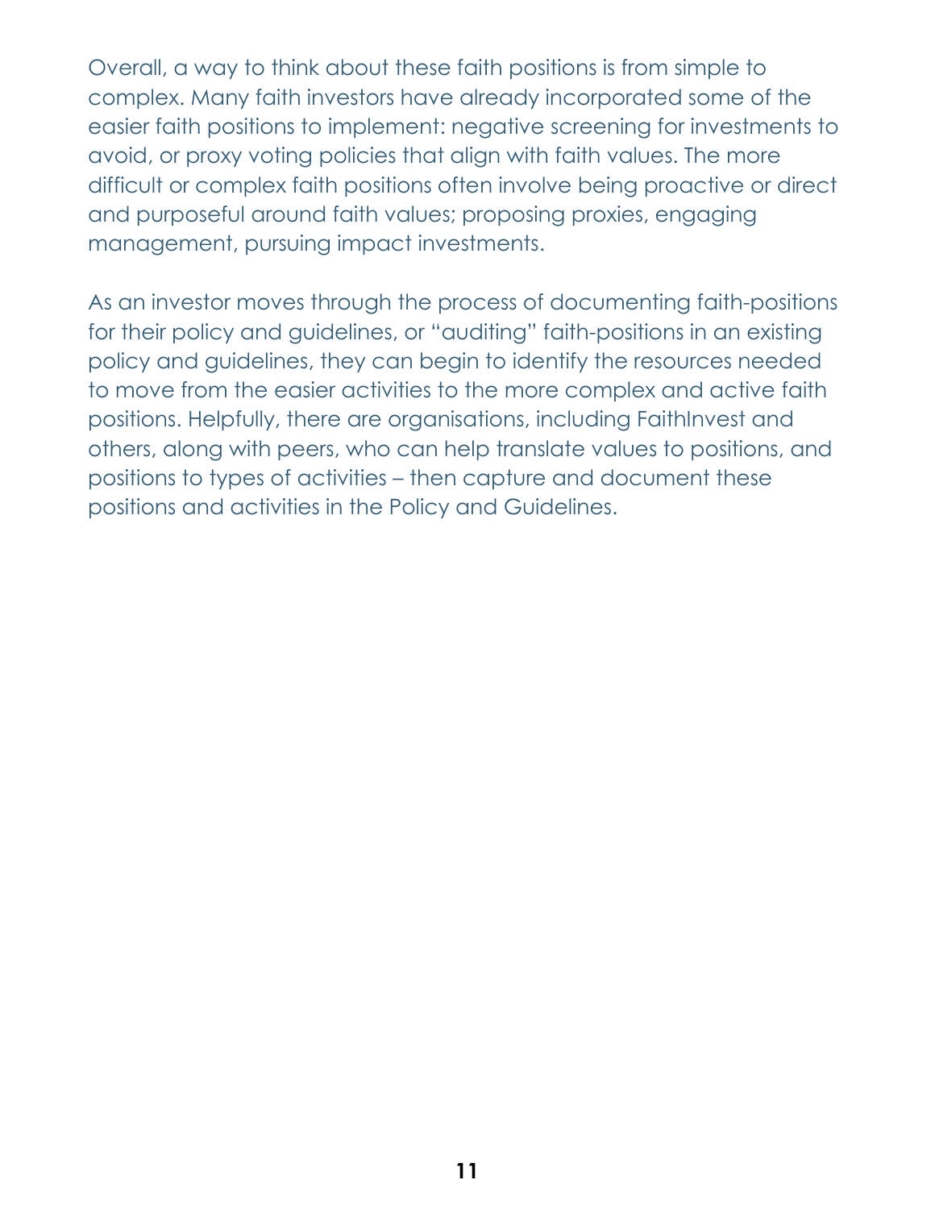Overall, a way to think about these faith positions is from simple to complex. Many faith investors have already incorporated some of the easier faith positions to implement: negative screening for investments to avoid, or proxy voting policies that align with faith values. The more difficult or complex faith positions often involve being proactive or direct and purposeful around faith values; proposing proxies, engaging management, pursuing impact investments.

As an investor moves through the process of documenting faith-positions for their policy and guidelines, or "auditing" faith-positions in an existing policy and guidelines, they can begin to identify the resources needed to move from the easier activities to the more complex and active faith positions. Helpfully, there are organisations, including FaithInvest and others, along with peers, who can help translate values to positions, and positions to types of activities – then capture and document these positions and activities in the Policy and Guidelines.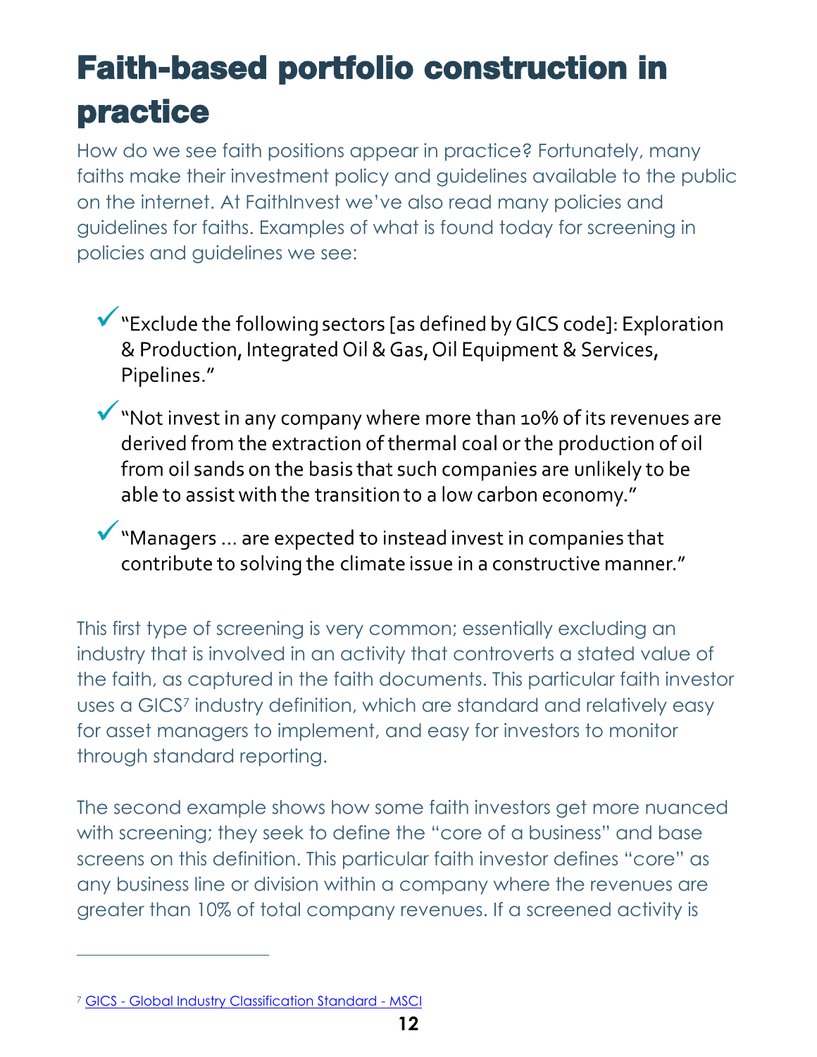# Faith-based portfolio construction in practice

How do we see faith positions appear in practice? Fortunately, many faiths make their investment policy and guidelines available to the public on the internet. At FaithInvest we've also read many policies and guidelines for faiths. Examples of what is found today for screening in policies and guidelines we see:

- ✓ "Exclude the following sectors [as defined by GICS code]: Exploration & Production, Integrated Oil & Gas, Oil Equipment & Services, Pipelines."
- ✓ "Not invest in any company where more than 10% of its revenues are derived from the extraction of thermal coal or the production of oil from oil sands on the basis that such companies are unlikely to be able to assist with the transition to a low carbon economy."
- ✓ "Managers ... are expected to instead invest in companies that contribute to solving the climate issue in a constructive manner."

This first type of screening is very common; essentially excluding an industry that is involved in an activity that controverts a stated value of the faith, as captured in the faith documents. This particular faith investor uses a GICS[7] industry definition, which are standard and relatively easy for asset managers to implement, and easy for investors to monitor through standard reporting.

The second example shows how some faith investors get more nuanced with screening; they seek to define the "core of a business" and base screens on this definition. This particular faith investor defines "core" as any business line or division within a company where the revenues are greater than 10% of total company revenues. If a screened activity is

[7] GICS - Global Industry Classification Standard - MSCI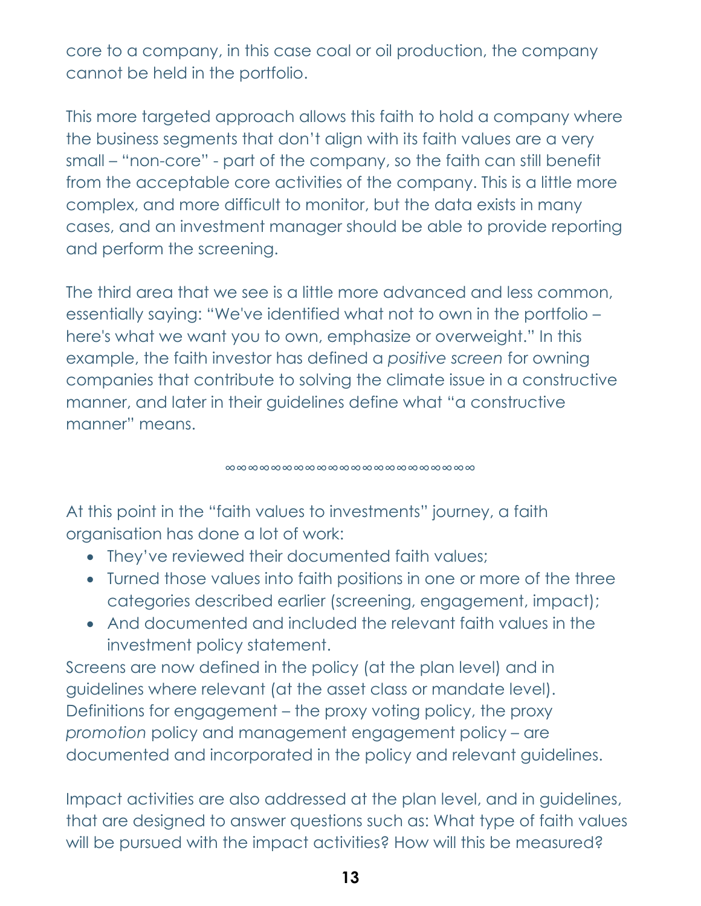core to a company, in this case coal or oil production, the company cannot be held in the portfolio.

This more targeted approach allows this faith to hold a company where the business segments that don't align with its faith values are a very small – "non-core" - part of the company, so the faith can still benefit from the acceptable core activities of the company. This is a little more complex, and more difficult to monitor, but the data exists in many cases, and an investment manager should be able to provide reporting and perform the screening.

The third area that we see is a little more advanced and less common, essentially saying: "We've identified what not to own in the portfolio – here's what we want you to own, emphasize or overweight." In this example, the faith investor has defined a *positive screen* for owning companies that contribute to solving the climate issue in a constructive manner, and later in their guidelines define what "a constructive manner" means.

∞∞∞∞∞∞∞∞∞∞∞∞∞∞∞∞∞∞∞∞∞∞∞∞∞

At this point in the "faith values to investments" journey, a faith organisation has done a lot of work:

- They've reviewed their documented faith values;
- Turned those values into faith positions in one or more of the three categories described earlier (screening, engagement, impact);
- And documented and included the relevant faith values in the investment policy statement.

Screens are now defined in the policy (at the plan level) and in guidelines where relevant (at the asset class or mandate level). Definitions for engagement – the proxy voting policy, the proxy *promotion* policy and management engagement policy – are documented and incorporated in the policy and relevant guidelines.

Impact activities are also addressed at the plan level, and in guidelines, that are designed to answer questions such as: What type of faith values will be pursued with the impact activities? How will this be measured?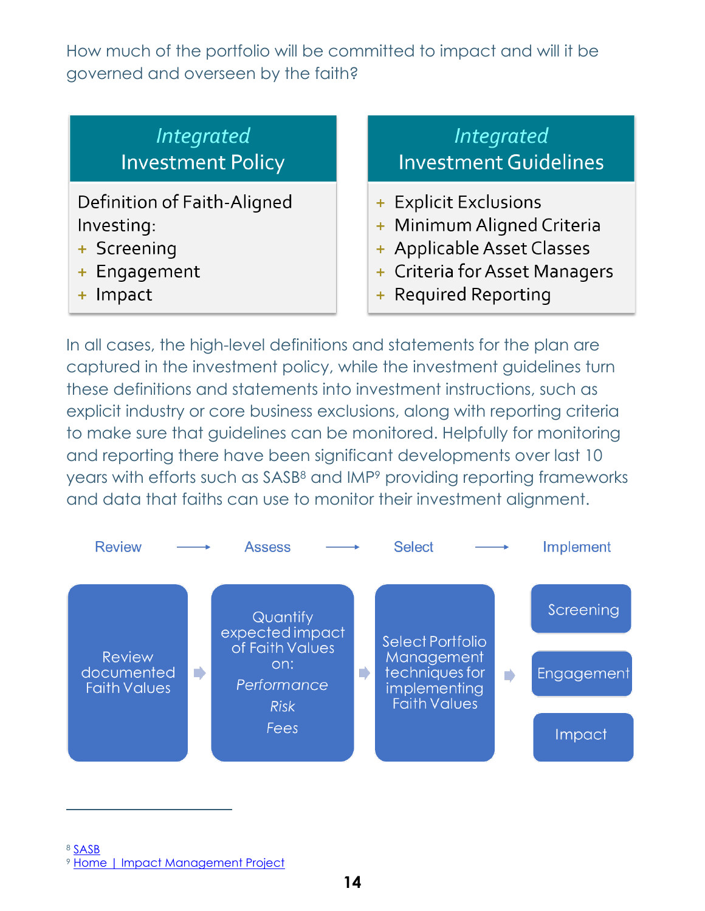How much of the portfolio will be committed to impact and will it be governed and overseen by the faith?

| *Integrated* Investment Policy | *Integrated* Investment Guidelines |
| --- | --- |
| Definition of Faith-Aligned Investing:<br>+ Screening<br>+ Engagement<br>+ Impact | + Explicit Exclusions<br>+ Minimum Aligned Criteria<br>+ Applicable Asset Classes<br>+ Criteria for Asset Managers<br>+ Required Reporting |

In all cases, the high-level definitions and statements for the plan are captured in the investment policy, while the investment guidelines turn these definitions and statements into investment instructions, such as explicit industry or core business exclusions, along with reporting criteria to make sure that guidelines can be monitored. Helpfully for monitoring and reporting there have been significant developments over last 10 years with efforts such as SASB[8] and IMP[9] providing reporting frameworks and data that faiths can use to monitor their investment alignment.

| Review → | Assess → | Select → | Implement |
| --- | --- | --- | --- |
| Review documented Faith Values | Quantify expected impact of Faith Values on:<br>*Performance*<br>*Risk*<br>*Fees* | Select Portfolio Management techniques for implementing Faith Values | Screening<br>Engagement<br>Impact |

[8] SASB
[9] Home | Impact Management Project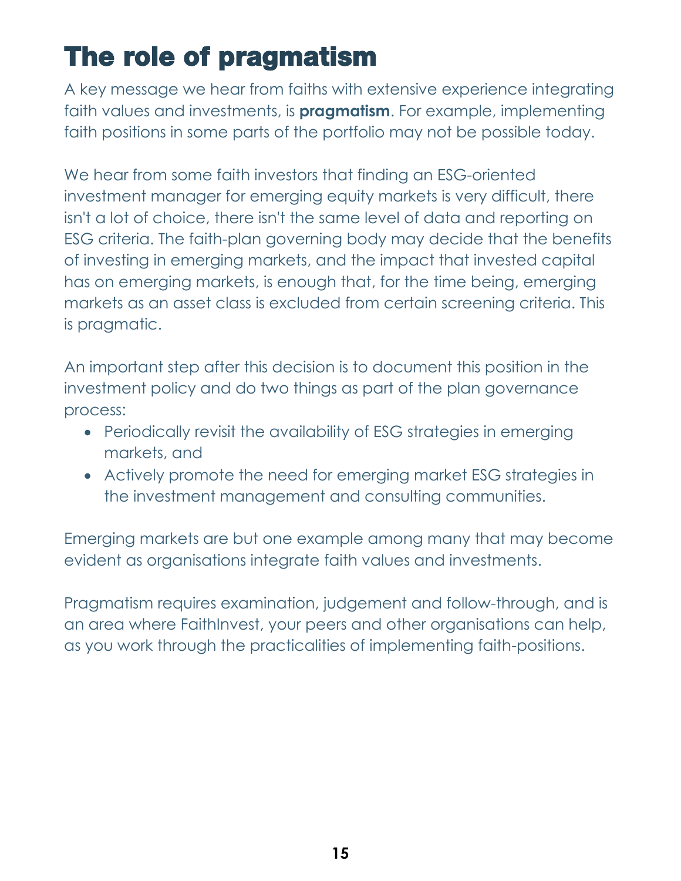# The role of pragmatism

A key message we hear from faiths with extensive experience integrating faith values and investments, is **pragmatism**. For example, implementing faith positions in some parts of the portfolio may not be possible today.

We hear from some faith investors that finding an ESG-oriented investment manager for emerging equity markets is very difficult, there isn't a lot of choice, there isn't the same level of data and reporting on ESG criteria. The faith-plan governing body may decide that the benefits of investing in emerging markets, and the impact that invested capital has on emerging markets, is enough that, for the time being, emerging markets as an asset class is excluded from certain screening criteria. This is pragmatic.

An important step after this decision is to document this position in the investment policy and do two things as part of the plan governance process:

- Periodically revisit the availability of ESG strategies in emerging markets, and
- Actively promote the need for emerging market ESG strategies in the investment management and consulting communities.

Emerging markets are but one example among many that may become evident as organisations integrate faith values and investments.

Pragmatism requires examination, judgement and follow-through, and is an area where FaithInvest, your peers and other organisations can help, as you work through the practicalities of implementing faith-positions.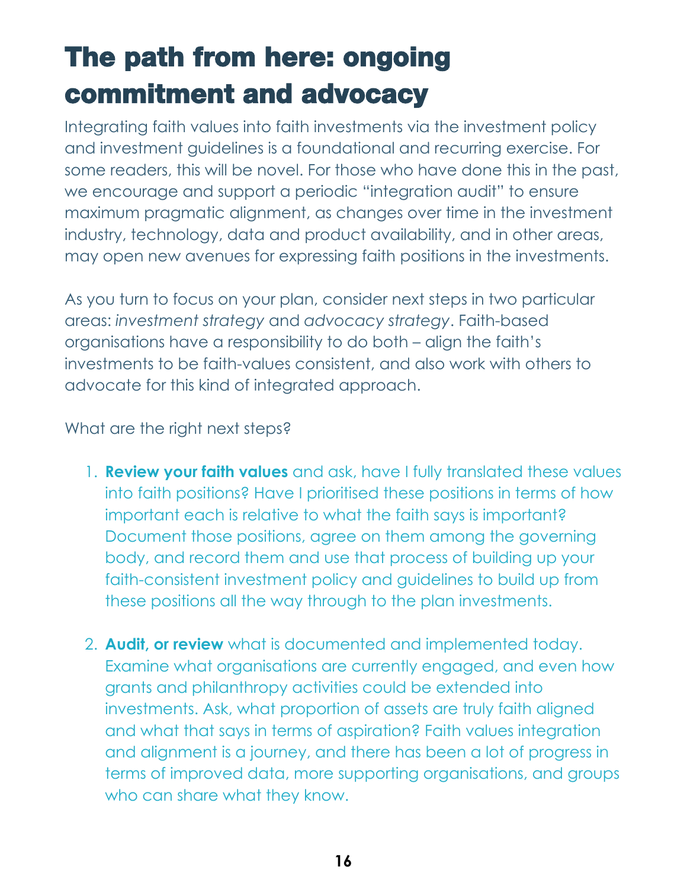# The path from here: ongoing commitment and advocacy

Integrating faith values into faith investments via the investment policy and investment guidelines is a foundational and recurring exercise. For some readers, this will be novel. For those who have done this in the past, we encourage and support a periodic "integration audit" to ensure maximum pragmatic alignment, as changes over time in the investment industry, technology, data and product availability, and in other areas, may open new avenues for expressing faith positions in the investments.

As you turn to focus on your plan, consider next steps in two particular areas: *investment strategy* and *advocacy strategy*. Faith-based organisations have a responsibility to do both – align the faith's investments to be faith-values consistent, and also work with others to advocate for this kind of integrated approach.

What are the right next steps?

1. **Review your faith values** and ask, have I fully translated these values into faith positions? Have I prioritised these positions in terms of how important each is relative to what the faith says is important? Document those positions, agree on them among the governing body, and record them and use that process of building up your faith-consistent investment policy and guidelines to build up from these positions all the way through to the plan investments.

2. **Audit, or review** what is documented and implemented today. Examine what organisations are currently engaged, and even how grants and philanthropy activities could be extended into investments. Ask, what proportion of assets are truly faith aligned and what that says in terms of aspiration? Faith values integration and alignment is a journey, and there has been a lot of progress in terms of improved data, more supporting organisations, and groups who can share what they know.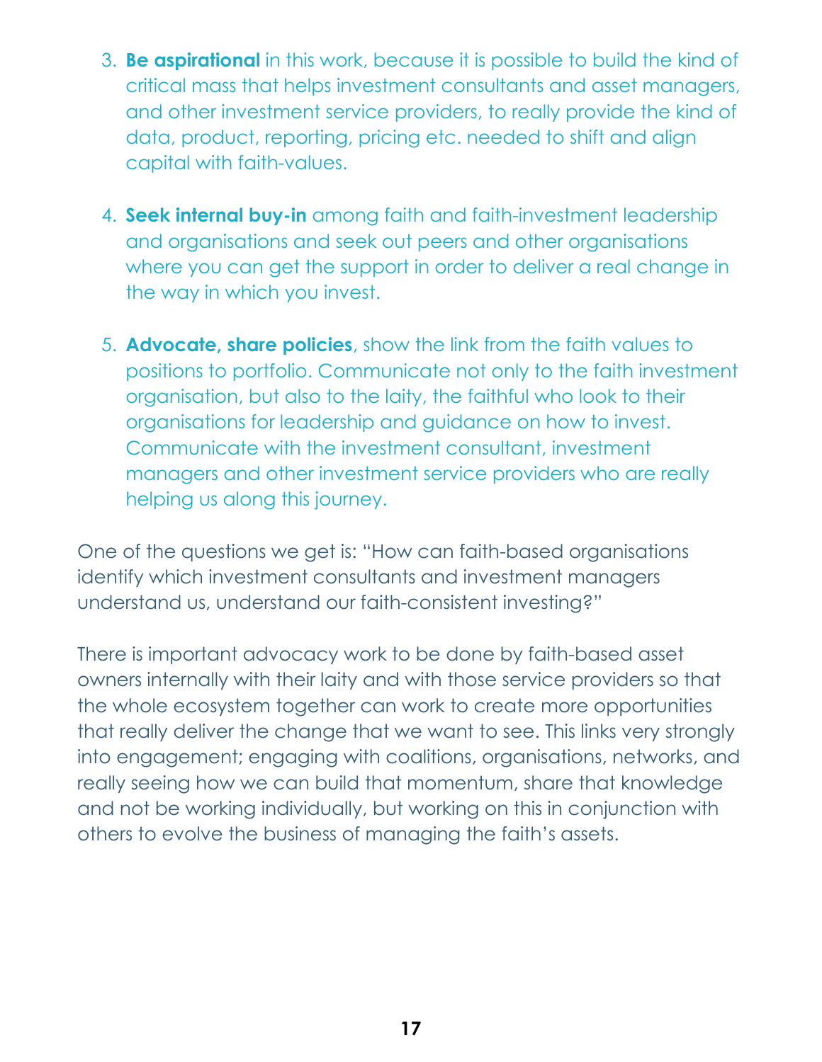3. **Be aspirational** in this work, because it is possible to build the kind of critical mass that helps investment consultants and asset managers, and other investment service providers, to really provide the kind of data, product, reporting, pricing etc. needed to shift and align capital with faith-values.

4. **Seek internal buy-in** among faith and faith-investment leadership and organisations and seek out peers and other organisations where you can get the support in order to deliver a real change in the way in which you invest.

5. **Advocate, share policies**, show the link from the faith values to positions to portfolio. Communicate not only to the faith investment organisation, but also to the laity, the faithful who look to their organisations for leadership and guidance on how to invest. Communicate with the investment consultant, investment managers and other investment service providers who are really helping us along this journey.

One of the questions we get is: "How can faith-based organisations identify which investment consultants and investment managers understand us, understand our faith-consistent investing?"

There is important advocacy work to be done by faith-based asset owners internally with their laity and with those service providers so that the whole ecosystem together can work to create more opportunities that really deliver the change that we want to see. This links very strongly into engagement; engaging with coalitions, organisations, networks, and really seeing how we can build that momentum, share that knowledge and not be working individually, but working on this in conjunction with others to evolve the business of managing the faith's assets.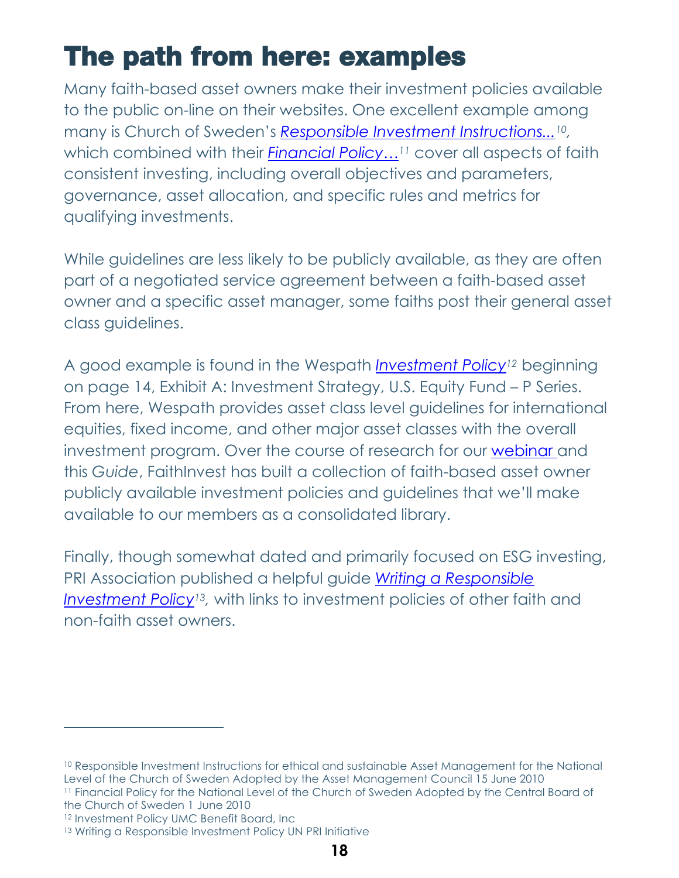# The path from here: examples

Many faith-based asset owners make their investment policies available to the public on-line on their websites. One excellent example among many is Church of Sweden's *Responsible Investment Instructions...*[10], which combined with their *Financial Policy…*[11] cover all aspects of faith consistent investing, including overall objectives and parameters, governance, asset allocation, and specific rules and metrics for qualifying investments.

While guidelines are less likely to be publicly available, as they are often part of a negotiated service agreement between a faith-based asset owner and a specific asset manager, some faiths post their general asset class guidelines.

A good example is found in the Wespath *Investment Policy*[12] beginning on page 14, Exhibit A: Investment Strategy, U.S. Equity Fund – P Series. From here, Wespath provides asset class level guidelines for international equities, fixed income, and other major asset classes with the overall investment program. Over the course of research for our webinar and this *Guide*, FaithInvest has built a collection of faith-based asset owner publicly available investment policies and guidelines that we'll make available to our members as a consolidated library.

Finally, though somewhat dated and primarily focused on ESG investing, PRI Association published a helpful guide *Writing a Responsible Investment Policy*[13], with links to investment policies of other faith and non-faith asset owners.

---

[10] Responsible Investment Instructions for ethical and sustainable Asset Management for the National Level of the Church of Sweden Adopted by the Asset Management Council 15 June 2010

[11] Financial Policy for the National Level of the Church of Sweden Adopted by the Central Board of the Church of Sweden 1 June 2010

[12] Investment Policy UMC Benefit Board, Inc

[13] Writing a Responsible Investment Policy UN PRI Initiative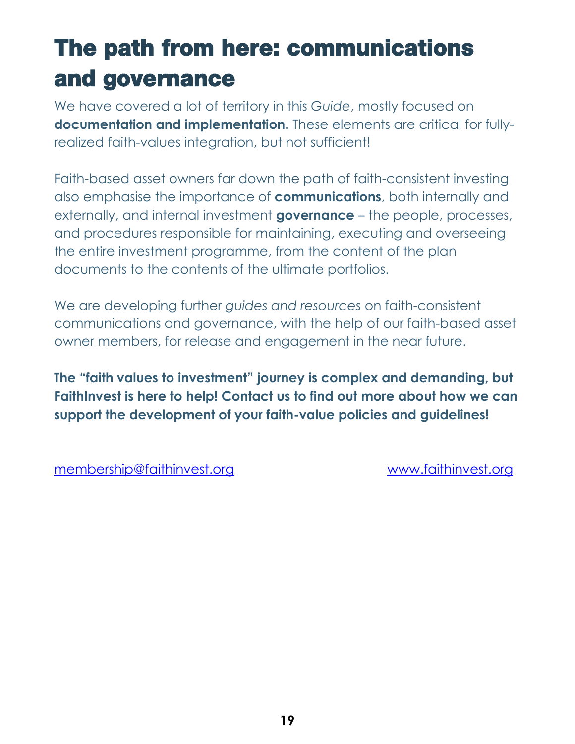# The path from here: communications and governance

We have covered a lot of territory in this *Guide*, mostly focused on **documentation and implementation.** These elements are critical for fully-realized faith-values integration, but not sufficient!

Faith-based asset owners far down the path of faith-consistent investing also emphasise the importance of **communications**, both internally and externally, and internal investment **governance** – the people, processes, and procedures responsible for maintaining, executing and overseeing the entire investment programme, from the content of the plan documents to the contents of the ultimate portfolios.

We are developing further *guides and resources* on faith-consistent communications and governance, with the help of our faith-based asset owner members, for release and engagement in the near future.

**The "faith values to investment" journey is complex and demanding, but FaithInvest is here to help! Contact us to find out more about how we can support the development of your faith-value policies and guidelines!**

membership@faithinvest.org

www.faithinvest.org